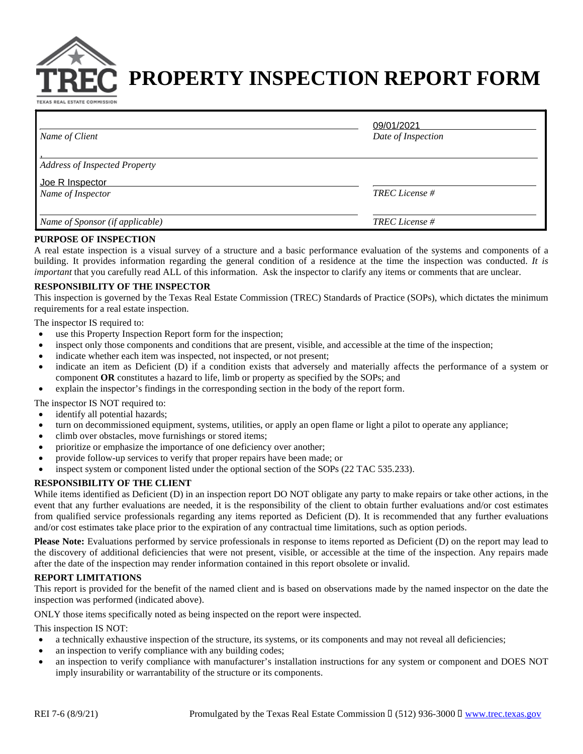# PROPERTY INSPECTION REPORT FORM

| | |
|---|---|
| | 09/01/2021 |
| *Name of Client* | *Date of Inspection* |
| , | |
| *Address of Inspected Property* | |
| Joe R Inspector | |
| *Name of Inspector* | *TREC License #* |
| | |
| *Name of Sponsor (if applicable)* | *TREC License #* |

**PURPOSE OF INSPECTION**

A real estate inspection is a visual survey of a structure and a basic performance evaluation of the systems and components of a building. It provides information regarding the general condition of a residence at the time the inspection was conducted. *It is important* that you carefully read ALL of this information. Ask the inspector to clarify any items or comments that are unclear.

**RESPONSIBILITY OF THE INSPECTOR**

This inspection is governed by the Texas Real Estate Commission (TREC) Standards of Practice (SOPs), which dictates the minimum requirements for a real estate inspection.

The inspector IS required to:

- use this Property Inspection Report form for the inspection;
- inspect only those components and conditions that are present, visible, and accessible at the time of the inspection;
- indicate whether each item was inspected, not inspected, or not present;
- indicate an item as Deficient (D) if a condition exists that adversely and materially affects the performance of a system or component **OR** constitutes a hazard to life, limb or property as specified by the SOPs; and
- explain the inspector's findings in the corresponding section in the body of the report form.

The inspector IS NOT required to:

- identify all potential hazards;
- turn on decommissioned equipment, systems, utilities, or apply an open flame or light a pilot to operate any appliance;
- climb over obstacles, move furnishings or stored items;
- prioritize or emphasize the importance of one deficiency over another;
- provide follow-up services to verify that proper repairs have been made; or
- inspect system or component listed under the optional section of the SOPs (22 TAC 535.233).

**RESPONSIBILITY OF THE CLIENT**

While items identified as Deficient (D) in an inspection report DO NOT obligate any party to make repairs or take other actions, in the event that any further evaluations are needed, it is the responsibility of the client to obtain further evaluations and/or cost estimates from qualified service professionals regarding any items reported as Deficient (D). It is recommended that any further evaluations and/or cost estimates take place prior to the expiration of any contractual time limitations, such as option periods.

**Please Note:** Evaluations performed by service professionals in response to items reported as Deficient (D) on the report may lead to the discovery of additional deficiencies that were not present, visible, or accessible at the time of the inspection. Any repairs made after the date of the inspection may render information contained in this report obsolete or invalid.

**REPORT LIMITATIONS**

This report is provided for the benefit of the named client and is based on observations made by the named inspector on the date the inspection was performed (indicated above).

ONLY those items specifically noted as being inspected on the report were inspected.

This inspection IS NOT:

- a technically exhaustive inspection of the structure, its systems, or its components and may not reveal all deficiencies;
- an inspection to verify compliance with any building codes;
- an inspection to verify compliance with manufacturer's installation instructions for any system or component and DOES NOT imply insurability or warrantability of the structure or its components.

REI 7-6 (8/9/21) Promulgated by the Texas Real Estate Commission • (512) 936-3000 • www.trec.texas.gov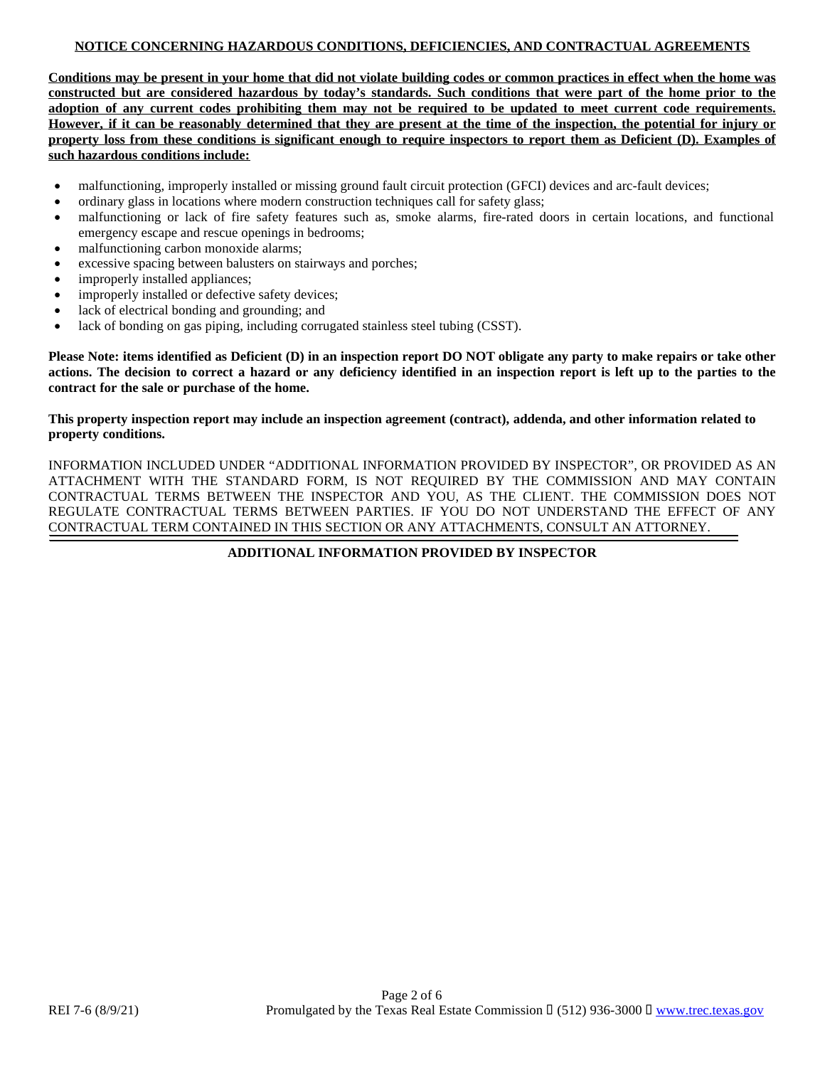## NOTICE CONCERNING HAZARDOUS CONDITIONS, DEFICIENCIES, AND CONTRACTUAL AGREEMENTS

**Conditions may be present in your home that did not violate building codes or common practices in effect when the home was constructed but are considered hazardous by today's standards. Such conditions that were part of the home prior to the adoption of any current codes prohibiting them may not be required to be updated to meet current code requirements. However, if it can be reasonably determined that they are present at the time of the inspection, the potential for injury or property loss from these conditions is significant enough to require inspectors to report them as Deficient (D). Examples of such hazardous conditions include:**

- malfunctioning, improperly installed or missing ground fault circuit protection (GFCI) devices and arc-fault devices;
- ordinary glass in locations where modern construction techniques call for safety glass;
- malfunctioning or lack of fire safety features such as, smoke alarms, fire-rated doors in certain locations, and functional emergency escape and rescue openings in bedrooms;
- malfunctioning carbon monoxide alarms;
- excessive spacing between balusters on stairways and porches;
- improperly installed appliances;
- improperly installed or defective safety devices;
- lack of electrical bonding and grounding; and
- lack of bonding on gas piping, including corrugated stainless steel tubing (CSST).

**Please Note: items identified as Deficient (D) in an inspection report DO NOT obligate any party to make repairs or take other actions. The decision to correct a hazard or any deficiency identified in an inspection report is left up to the parties to the contract for the sale or purchase of the home.**

**This property inspection report may include an inspection agreement (contract), addenda, and other information related to property conditions.**

INFORMATION INCLUDED UNDER "ADDITIONAL INFORMATION PROVIDED BY INSPECTOR", OR PROVIDED AS AN ATTACHMENT WITH THE STANDARD FORM, IS NOT REQUIRED BY THE COMMISSION AND MAY CONTAIN CONTRACTUAL TERMS BETWEEN THE INSPECTOR AND YOU, AS THE CLIENT. THE COMMISSION DOES NOT REGULATE CONTRACTUAL TERMS BETWEEN PARTIES. IF YOU DO NOT UNDERSTAND THE EFFECT OF ANY CONTRACTUAL TERM CONTAINED IN THIS SECTION OR ANY ATTACHMENTS, CONSULT AN ATTORNEY.

### ADDITIONAL INFORMATION PROVIDED BY INSPECTOR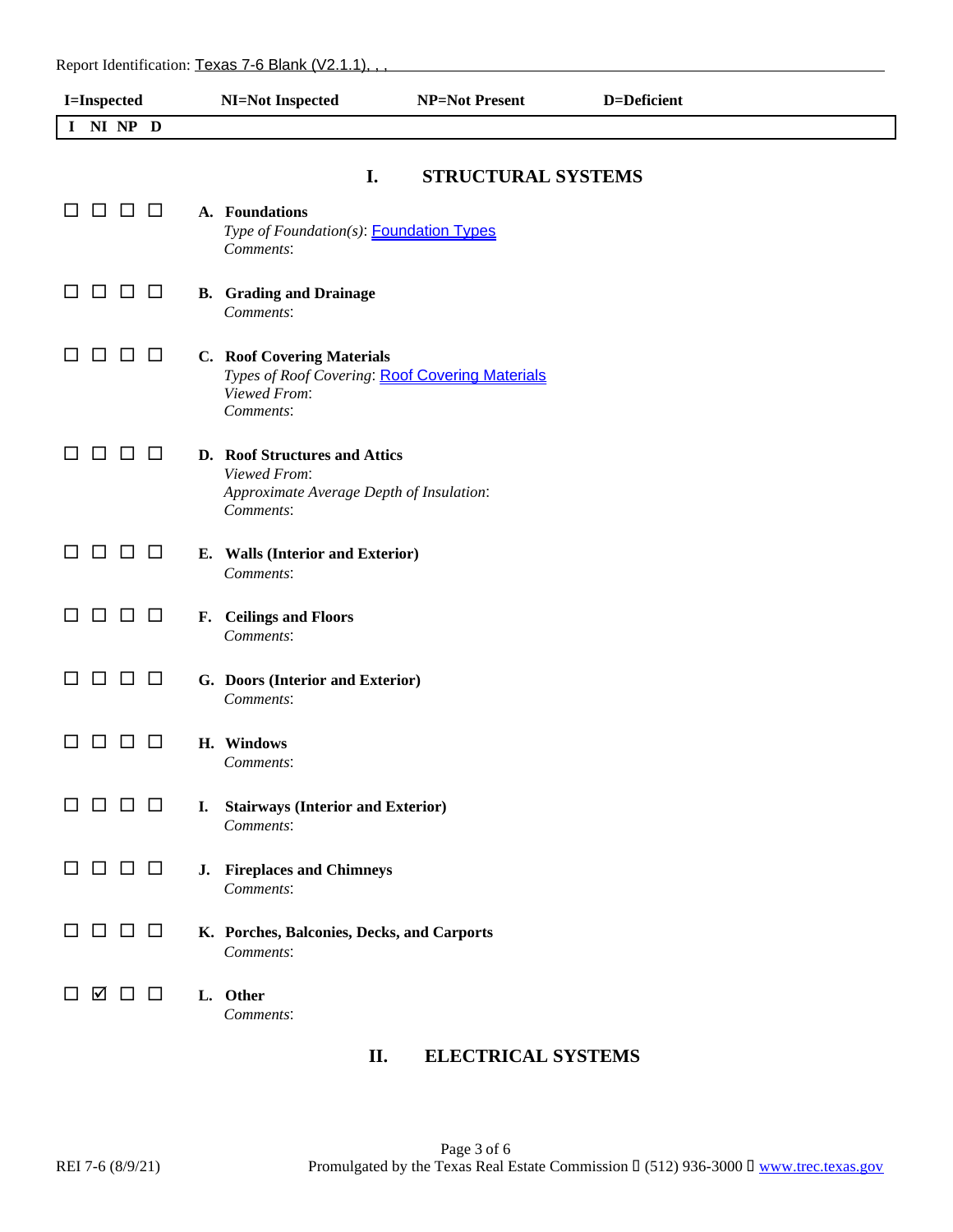Report Identification: Texas 7-6 Blank (V2.1.1), , ,

**I=Inspected** **NI=Not Inspected** **NP=Not Present** **D=Deficient**

**I NI NP D**

## I. STRUCTURAL SYSTEMS

☐ ☐ ☐ ☐ **A. Foundations**
*Type of Foundation(s)*: Foundation Types
*Comments*:

☐ ☐ ☐ ☐ **B. Grading and Drainage**
*Comments*:

☐ ☐ ☐ ☐ **C. Roof Covering Materials**
*Types of Roof Covering*: Roof Covering Materials
*Viewed From*:
*Comments*:

☐ ☐ ☐ ☐ **D. Roof Structures and Attics**
*Viewed From*:
*Approximate Average Depth of Insulation*:
*Comments*:

☐ ☐ ☐ ☐ **E. Walls (Interior and Exterior)**
*Comments*:

☐ ☐ ☐ ☐ **F. Ceilings and Floors**
*Comments*:

☐ ☐ ☐ ☐ **G. Doors (Interior and Exterior)**
*Comments*:

☐ ☐ ☐ ☐ **H. Windows**
*Comments*:

☐ ☐ ☐ ☐ **I. Stairways (Interior and Exterior)**
*Comments*:

☐ ☐ ☐ ☐ **J. Fireplaces and Chimneys**
*Comments*:

☐ ☐ ☐ ☐ **K. Porches, Balconies, Decks, and Carports**
*Comments*:

☐ ☑ ☐ ☐ **L. Other**
*Comments*:

## II. ELECTRICAL SYSTEMS

REI 7-6 (8/9/21) Promulgated by the Texas Real Estate Commission (512) 936-3000 www.trec.texas.gov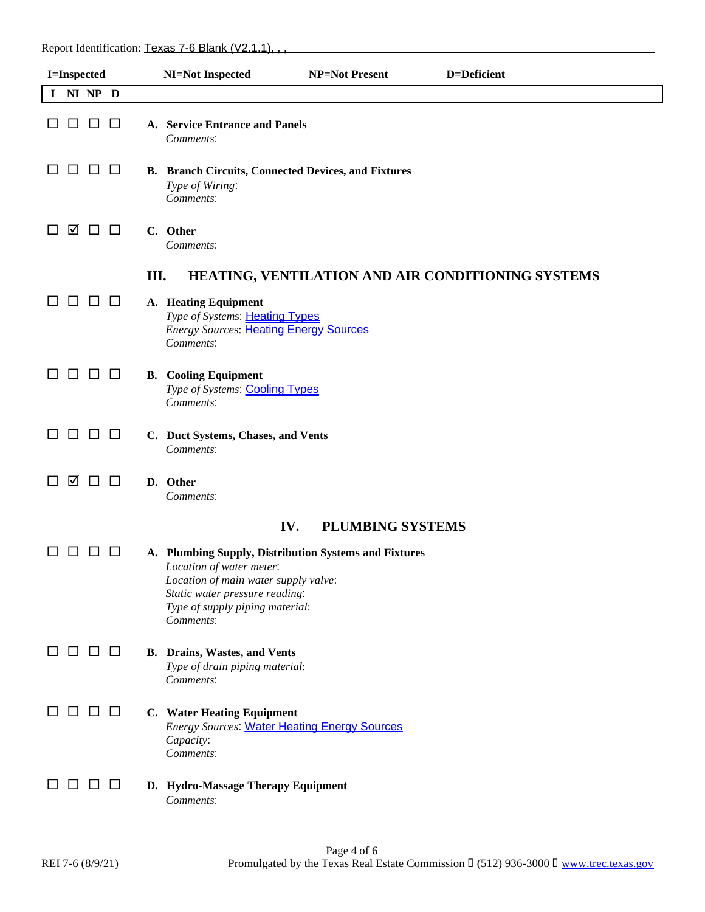Report Identification: Texas 7-6 Blank (V2.1.1), , ,

**I=Inspected** **NI=Not Inspected** **NP=Not Present** **D=Deficient**

**I NI NP D**

☐ ☐ ☐ ☐ **A. Service Entrance and Panels**
*Comments*:

☐ ☐ ☐ ☐ **B. Branch Circuits, Connected Devices, and Fixtures**
*Type of Wiring*:
*Comments*:

☐ ☑ ☐ ☐ **C. Other**
*Comments*:

## III. HEATING, VENTILATION AND AIR CONDITIONING SYSTEMS

☐ ☐ ☐ ☐ **A. Heating Equipment**
*Type of Systems*: Heating Types
*Energy Sources*: Heating Energy Sources
*Comments*:

☐ ☐ ☐ ☐ **B. Cooling Equipment**
*Type of Systems*: Cooling Types
*Comments*:

☐ ☐ ☐ ☐ **C. Duct Systems, Chases, and Vents**
*Comments*:

☐ ☑ ☐ ☐ **D. Other**
*Comments*:

## IV. PLUMBING SYSTEMS

☐ ☐ ☐ ☐ **A. Plumbing Supply, Distribution Systems and Fixtures**
*Location of water meter*:
*Location of main water supply valve*:
*Static water pressure reading*:
*Type of supply piping material*:
*Comments*:

☐ ☐ ☐ ☐ **B. Drains, Wastes, and Vents**
*Type of drain piping material*:
*Comments*:

☐ ☐ ☐ ☐ **C. Water Heating Equipment**
*Energy Sources*: Water Heating Energy Sources
*Capacity*:
*Comments*:

☐ ☐ ☐ ☐ **D. Hydro-Massage Therapy Equipment**
*Comments*:

REI 7-6 (8/9/21) Promulgated by the Texas Real Estate Commission ▯ (512) 936-3000 ▯ www.trec.texas.gov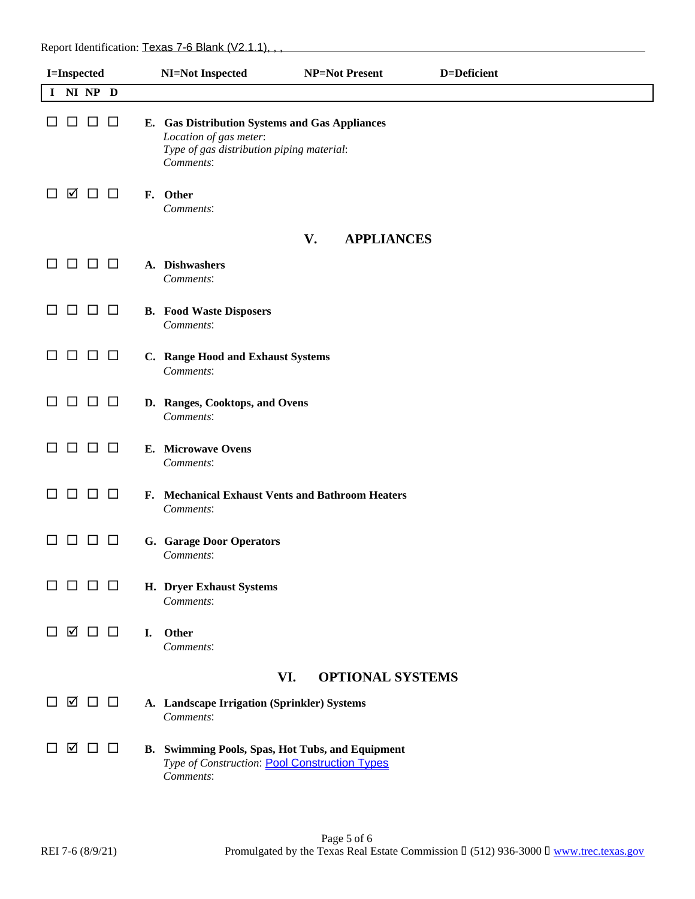Report Identification: Texas 7-6 Blank (V2.1.1), , ,

**I=Inspected** **NI=Not Inspected** **NP=Not Present** **D=Deficient**

**I NI NP D**

☐ ☐ ☐ ☐ **E. Gas Distribution Systems and Gas Appliances**
*Location of gas meter*:
*Type of gas distribution piping material*:
*Comments*:

☐ ☑ ☐ ☐ **F. Other**
*Comments*:

## V. APPLIANCES

☐ ☐ ☐ ☐ **A. Dishwashers**
*Comments*:

☐ ☐ ☐ ☐ **B. Food Waste Disposers**
*Comments*:

☐ ☐ ☐ ☐ **C. Range Hood and Exhaust Systems**
*Comments*:

☐ ☐ ☐ ☐ **D. Ranges, Cooktops, and Ovens**
*Comments*:

☐ ☐ ☐ ☐ **E. Microwave Ovens**
*Comments*:

☐ ☐ ☐ ☐ **F. Mechanical Exhaust Vents and Bathroom Heaters**
*Comments*:

☐ ☐ ☐ ☐ **G. Garage Door Operators**
*Comments*:

☐ ☐ ☐ ☐ **H. Dryer Exhaust Systems**
*Comments*:

☐ ☑ ☐ ☐ **I. Other**
*Comments*:

## VI. OPTIONAL SYSTEMS

☐ ☑ ☐ ☐ **A. Landscape Irrigation (Sprinkler) Systems**
*Comments*:

☐ ☑ ☐ ☐ **B. Swimming Pools, Spas, Hot Tubs, and Equipment**
*Type of Construction*: Pool Construction Types
*Comments*:

REI 7-6 (8/9/21) Promulgated by the Texas Real Estate Commission • (512) 936-3000 • www.trec.texas.gov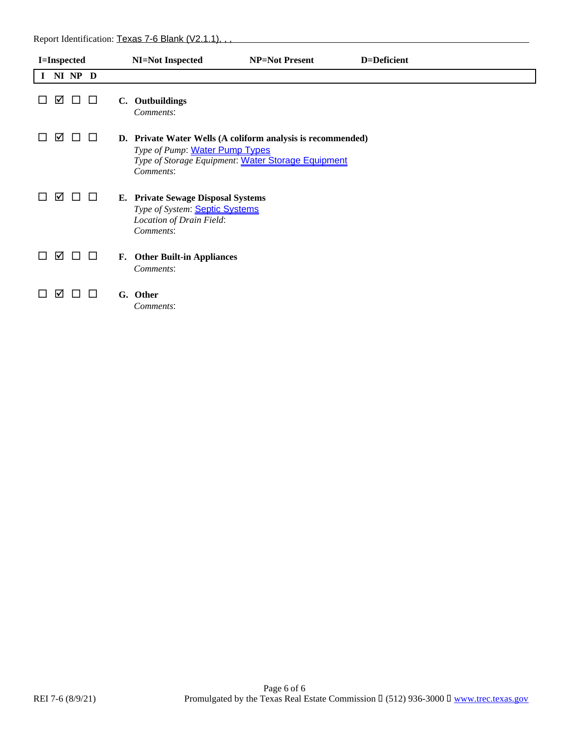Report Identification: Texas 7-6 Blank (V2.1.1), , ,

| I=Inspected | NI=Not Inspected | NP=Not Present | D=Deficient |
|---|---|---|---|

**I NI NP D**

☐ ☑ ☐ ☐ **C. Outbuildings**
*Comments*:

☐ ☑ ☐ ☐ **D. Private Water Wells (A coliform analysis is recommended)**
*Type of Pump*: Water Pump Types
*Type of Storage Equipment*: Water Storage Equipment
*Comments*:

☐ ☑ ☐ ☐ **E. Private Sewage Disposal Systems**
*Type of System*: Septic Systems
*Location of Drain Field*:
*Comments*:

☐ ☑ ☐ ☐ **F. Other Built-in Appliances**
*Comments*:

☐ ☑ ☐ ☐ **G. Other**
*Comments*:

REI 7-6 (8/9/21) Promulgated by the Texas Real Estate Commission (512) 936-3000 www.trec.texas.gov